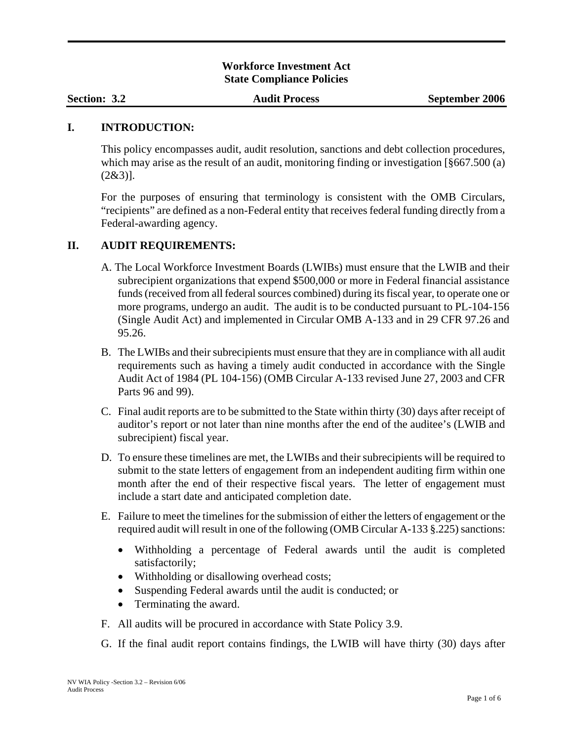**Workforce Investment Act**
**State Compliance Policies**

**Section: 3.2** | **Audit Process** | **September 2006**

## I. INTRODUCTION:

This policy encompasses audit, audit resolution, sanctions and debt collection procedures, which may arise as the result of an audit, monitoring finding or investigation [§667.500 (a) (2&3)].

For the purposes of ensuring that terminology is consistent with the OMB Circulars, "recipients" are defined as a non-Federal entity that receives federal funding directly from a Federal-awarding agency.

## II. AUDIT REQUIREMENTS:

A. The Local Workforce Investment Boards (LWIBs) must ensure that the LWIB and their subrecipient organizations that expend $500,000 or more in Federal financial assistance funds (received from all federal sources combined) during its fiscal year, to operate one or more programs, undergo an audit. The audit is to be conducted pursuant to PL-104-156 (Single Audit Act) and implemented in Circular OMB A-133 and in 29 CFR 97.26 and 95.26.

B. The LWIBs and their subrecipients must ensure that they are in compliance with all audit requirements such as having a timely audit conducted in accordance with the Single Audit Act of 1984 (PL 104-156) (OMB Circular A-133 revised June 27, 2003 and CFR Parts 96 and 99).

C. Final audit reports are to be submitted to the State within thirty (30) days after receipt of auditor's report or not later than nine months after the end of the auditee's (LWIB and subrecipient) fiscal year.

D. To ensure these timelines are met, the LWIBs and their subrecipients will be required to submit to the state letters of engagement from an independent auditing firm within one month after the end of their respective fiscal years. The letter of engagement must include a start date and anticipated completion date.

E. Failure to meet the timelines for the submission of either the letters of engagement or the required audit will result in one of the following (OMB Circular A-133 §.225) sanctions:

- Withholding a percentage of Federal awards until the audit is completed satisfactorily;
- Withholding or disallowing overhead costs;
- Suspending Federal awards until the audit is conducted; or
- Terminating the award.

F. All audits will be procured in accordance with State Policy 3.9.

G. If the final audit report contains findings, the LWIB will have thirty (30) days after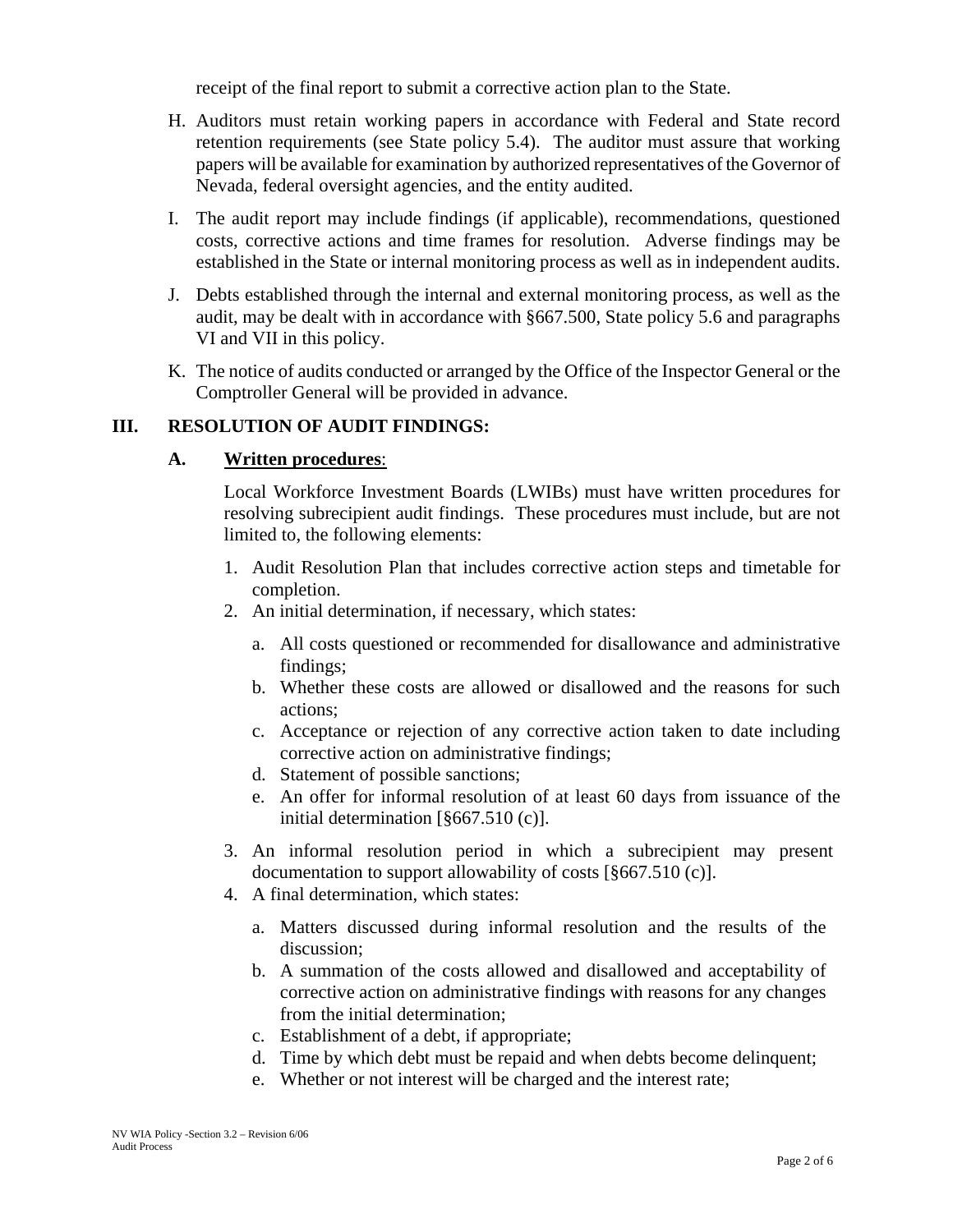receipt of the final report to submit a corrective action plan to the State.

H. Auditors must retain working papers in accordance with Federal and State record retention requirements (see State policy 5.4). The auditor must assure that working papers will be available for examination by authorized representatives of the Governor of Nevada, federal oversight agencies, and the entity audited.

I. The audit report may include findings (if applicable), recommendations, questioned costs, corrective actions and time frames for resolution. Adverse findings may be established in the State or internal monitoring process as well as in independent audits.

J. Debts established through the internal and external monitoring process, as well as the audit, may be dealt with in accordance with §667.500, State policy 5.6 and paragraphs VI and VII in this policy.

K. The notice of audits conducted or arranged by the Office of the Inspector General or the Comptroller General will be provided in advance.

## III. RESOLUTION OF AUDIT FINDINGS:

### A. <u>Written procedures</u>:

Local Workforce Investment Boards (LWIBs) must have written procedures for resolving subrecipient audit findings. These procedures must include, but are not limited to, the following elements:

1. Audit Resolution Plan that includes corrective action steps and timetable for completion.
2. An initial determination, if necessary, which states:
   a. All costs questioned or recommended for disallowance and administrative findings;
   b. Whether these costs are allowed or disallowed and the reasons for such actions;
   c. Acceptance or rejection of any corrective action taken to date including corrective action on administrative findings;
   d. Statement of possible sanctions;
   e. An offer for informal resolution of at least 60 days from issuance of the initial determination [§667.510 (c)].
3. An informal resolution period in which a subrecipient may present documentation to support allowability of costs [§667.510 (c)].
4. A final determination, which states:
   a. Matters discussed during informal resolution and the results of the discussion;
   b. A summation of the costs allowed and disallowed and acceptability of corrective action on administrative findings with reasons for any changes from the initial determination;
   c. Establishment of a debt, if appropriate;
   d. Time by which debt must be repaid and when debts become delinquent;
   e. Whether or not interest will be charged and the interest rate;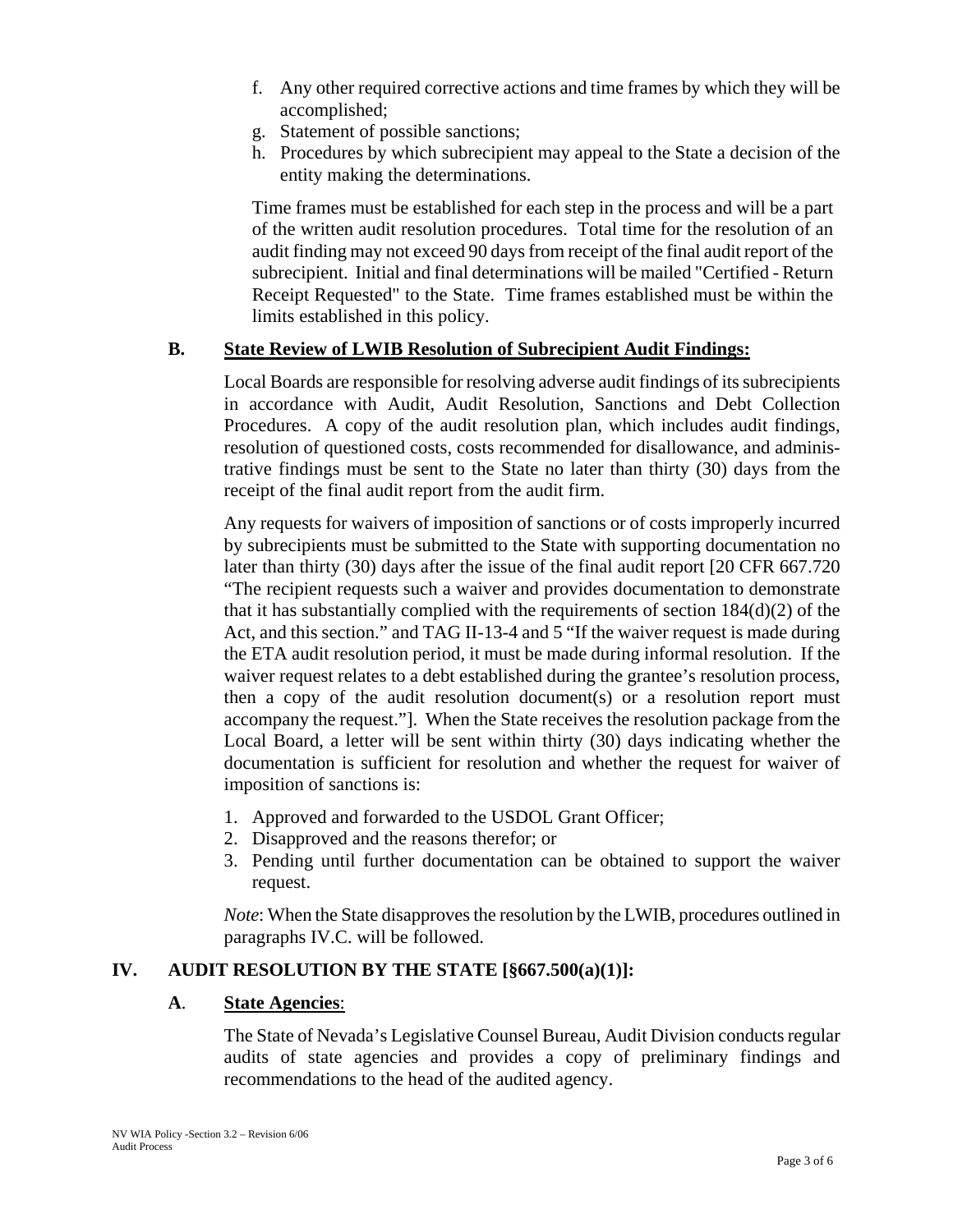f. Any other required corrective actions and time frames by which they will be accomplished;
g. Statement of possible sanctions;
h. Procedures by which subrecipient may appeal to the State a decision of the entity making the determinations.

Time frames must be established for each step in the process and will be a part of the written audit resolution procedures. Total time for the resolution of an audit finding may not exceed 90 days from receipt of the final audit report of the subrecipient. Initial and final determinations will be mailed "Certified - Return Receipt Requested" to the State. Time frames established must be within the limits established in this policy.

### B. State Review of LWIB Resolution of Subrecipient Audit Findings:

Local Boards are responsible for resolving adverse audit findings of its subrecipients in accordance with Audit, Audit Resolution, Sanctions and Debt Collection Procedures. A copy of the audit resolution plan, which includes audit findings, resolution of questioned costs, costs recommended for disallowance, and administrative findings must be sent to the State no later than thirty (30) days from the receipt of the final audit report from the audit firm.

Any requests for waivers of imposition of sanctions or of costs improperly incurred by subrecipients must be submitted to the State with supporting documentation no later than thirty (30) days after the issue of the final audit report [20 CFR 667.720 "The recipient requests such a waiver and provides documentation to demonstrate that it has substantially complied with the requirements of section 184(d)(2) of the Act, and this section." and TAG II-13-4 and 5 "If the waiver request is made during the ETA audit resolution period, it must be made during informal resolution. If the waiver request relates to a debt established during the grantee's resolution process, then a copy of the audit resolution document(s) or a resolution report must accompany the request."]. When the State receives the resolution package from the Local Board, a letter will be sent within thirty (30) days indicating whether the documentation is sufficient for resolution and whether the request for waiver of imposition of sanctions is:

1. Approved and forwarded to the USDOL Grant Officer;
2. Disapproved and the reasons therefor; or
3. Pending until further documentation can be obtained to support the waiver request.

*Note*: When the State disapproves the resolution by the LWIB, procedures outlined in paragraphs IV.C. will be followed.

## IV. AUDIT RESOLUTION BY THE STATE [§667.500(a)(1)]:

### A. State Agencies:

The State of Nevada's Legislative Counsel Bureau, Audit Division conducts regular audits of state agencies and provides a copy of preliminary findings and recommendations to the head of the audited agency.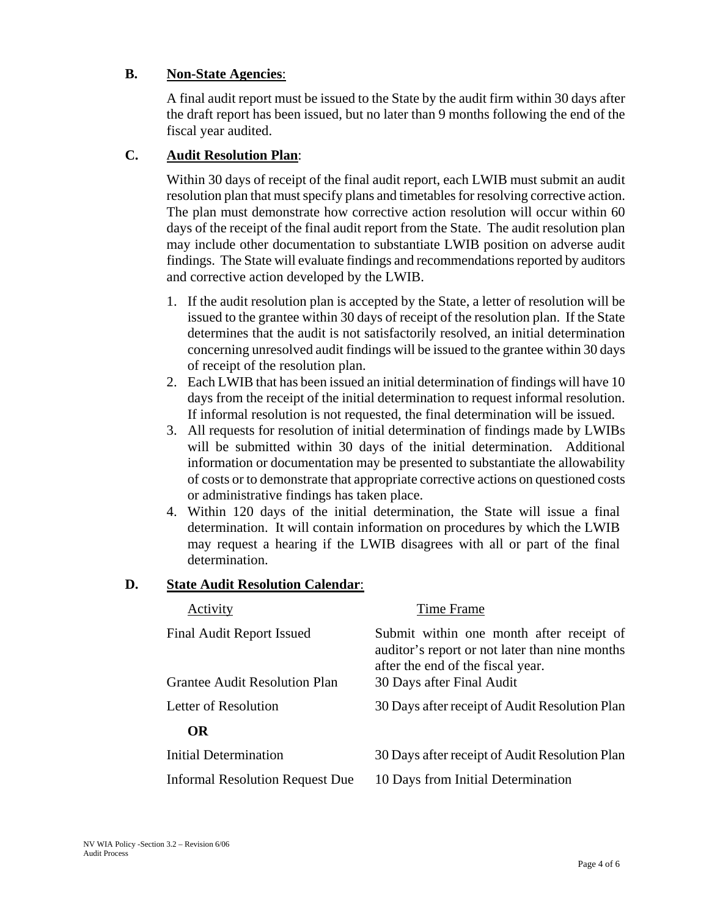**B. Non-State Agencies:**

A final audit report must be issued to the State by the audit firm within 30 days after the draft report has been issued, but no later than 9 months following the end of the fiscal year audited.

**C. Audit Resolution Plan:**

Within 30 days of receipt of the final audit report, each LWIB must submit an audit resolution plan that must specify plans and timetables for resolving corrective action. The plan must demonstrate how corrective action resolution will occur within 60 days of the receipt of the final audit report from the State. The audit resolution plan may include other documentation to substantiate LWIB position on adverse audit findings. The State will evaluate findings and recommendations reported by auditors and corrective action developed by the LWIB.

1. If the audit resolution plan is accepted by the State, a letter of resolution will be issued to the grantee within 30 days of receipt of the resolution plan. If the State determines that the audit is not satisfactorily resolved, an initial determination concerning unresolved audit findings will be issued to the grantee within 30 days of receipt of the resolution plan.
2. Each LWIB that has been issued an initial determination of findings will have 10 days from the receipt of the initial determination to request informal resolution. If informal resolution is not requested, the final determination will be issued.
3. All requests for resolution of initial determination of findings made by LWIBs will be submitted within 30 days of the initial determination. Additional information or documentation may be presented to substantiate the allowability of costs or to demonstrate that appropriate corrective actions on questioned costs or administrative findings has taken place.
4. Within 120 days of the initial determination, the State will issue a final determination. It will contain information on procedures by which the LWIB may request a hearing if the LWIB disagrees with all or part of the final determination.

**D. State Audit Resolution Calendar:**

| Activity | Time Frame |
|---|---|
| Final Audit Report Issued | Submit within one month after receipt of auditor's report or not later than nine months after the end of the fiscal year. |
| Grantee Audit Resolution Plan | 30 Days after Final Audit |
| Letter of Resolution | 30 Days after receipt of Audit Resolution Plan |
| **OR** | |
| Initial Determination | 30 Days after receipt of Audit Resolution Plan |
| Informal Resolution Request Due | 10 Days from Initial Determination |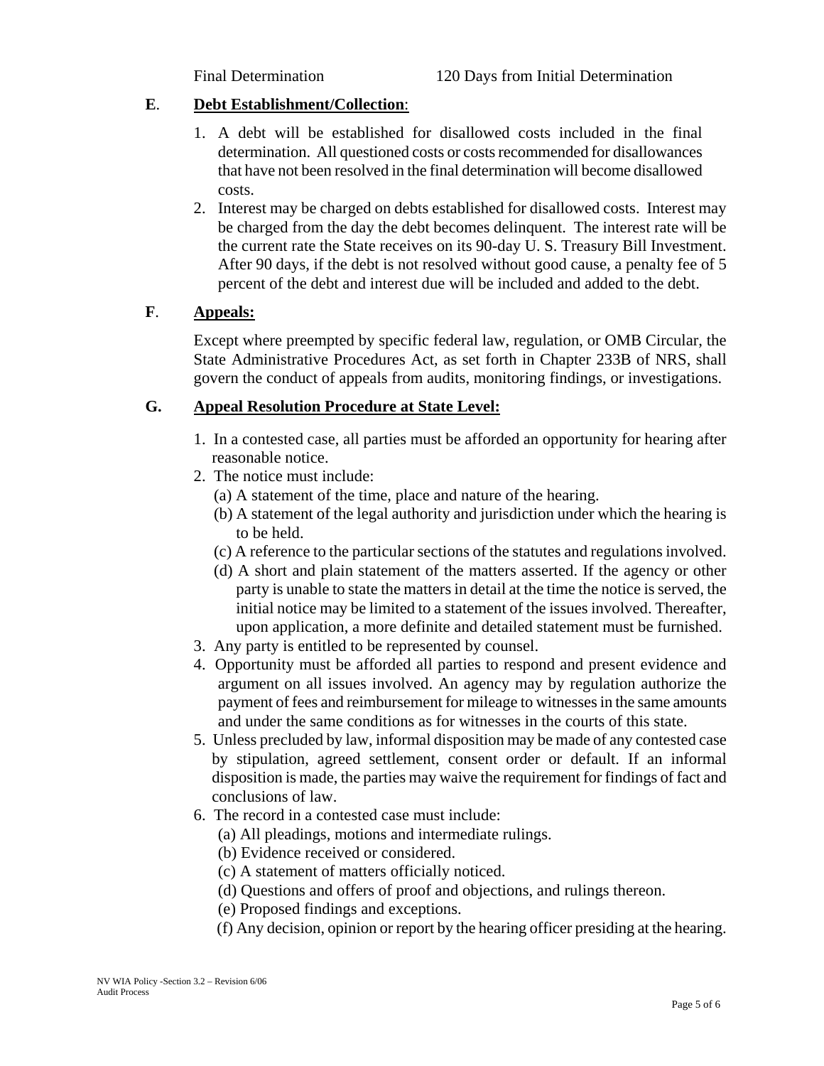| Final Determination | 120 Days from Initial Determination |
|---|---|

**E**. **Debt Establishment/Collection**:

1. A debt will be established for disallowed costs included in the final determination. All questioned costs or costs recommended for disallowances that have not been resolved in the final determination will become disallowed costs.
2. Interest may be charged on debts established for disallowed costs. Interest may be charged from the day the debt becomes delinquent. The interest rate will be the current rate the State receives on its 90-day U. S. Treasury Bill Investment. After 90 days, if the debt is not resolved without good cause, a penalty fee of 5 percent of the debt and interest due will be included and added to the debt.

**F**. **Appeals:**

Except where preempted by specific federal law, regulation, or OMB Circular, the State Administrative Procedures Act, as set forth in Chapter 233B of NRS, shall govern the conduct of appeals from audits, monitoring findings, or investigations.

**G.** **Appeal Resolution Procedure at State Level:**

1. In a contested case, all parties must be afforded an opportunity for hearing after reasonable notice.
2. The notice must include:
   (a) A statement of the time, place and nature of the hearing.
   (b) A statement of the legal authority and jurisdiction under which the hearing is to be held.
   (c) A reference to the particular sections of the statutes and regulations involved.
   (d) A short and plain statement of the matters asserted. If the agency or other party is unable to state the matters in detail at the time the notice is served, the initial notice may be limited to a statement of the issues involved. Thereafter, upon application, a more definite and detailed statement must be furnished.
3. Any party is entitled to be represented by counsel.
4. Opportunity must be afforded all parties to respond and present evidence and argument on all issues involved. An agency may by regulation authorize the payment of fees and reimbursement for mileage to witnesses in the same amounts and under the same conditions as for witnesses in the courts of this state.
5. Unless precluded by law, informal disposition may be made of any contested case by stipulation, agreed settlement, consent order or default. If an informal disposition is made, the parties may waive the requirement for findings of fact and conclusions of law.
6. The record in a contested case must include:
   (a) All pleadings, motions and intermediate rulings.
   (b) Evidence received or considered.
   (c) A statement of matters officially noticed.
   (d) Questions and offers of proof and objections, and rulings thereon.
   (e) Proposed findings and exceptions.
   (f) Any decision, opinion or report by the hearing officer presiding at the hearing.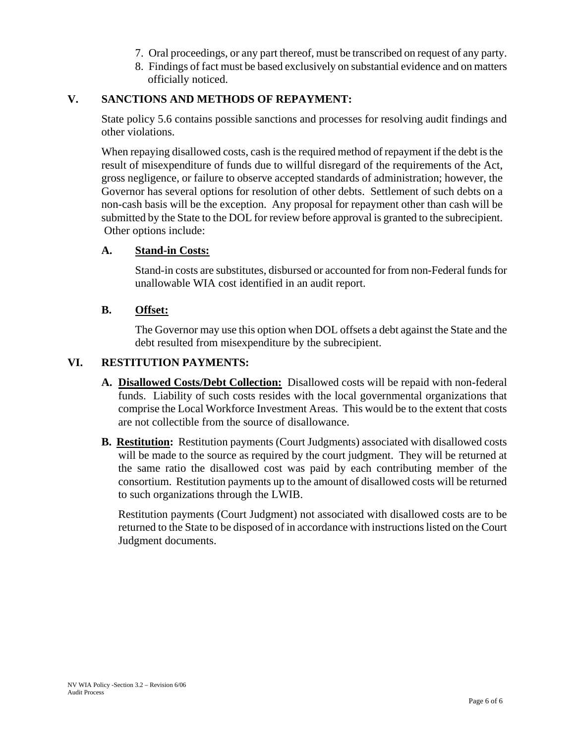7. Oral proceedings, or any part thereof, must be transcribed on request of any party.
8. Findings of fact must be based exclusively on substantial evidence and on matters officially noticed.

## V. SANCTIONS AND METHODS OF REPAYMENT:

State policy 5.6 contains possible sanctions and processes for resolving audit findings and other violations.

When repaying disallowed costs, cash is the required method of repayment if the debt is the result of misexpenditure of funds due to willful disregard of the requirements of the Act, gross negligence, or failure to observe accepted standards of administration; however, the Governor has several options for resolution of other debts. Settlement of such debts on a non-cash basis will be the exception. Any proposal for repayment other than cash will be submitted by the State to the DOL for review before approval is granted to the subrecipient. Other options include:

### A. Stand-in Costs:

Stand-in costs are substitutes, disbursed or accounted for from non-Federal funds for unallowable WIA cost identified in an audit report.

### B. Offset:

The Governor may use this option when DOL offsets a debt against the State and the debt resulted from misexpenditure by the subrecipient.

## VI. RESTITUTION PAYMENTS:

**A. Disallowed Costs/Debt Collection:** Disallowed costs will be repaid with non-federal funds. Liability of such costs resides with the local governmental organizations that comprise the Local Workforce Investment Areas. This would be to the extent that costs are not collectible from the source of disallowance.

**B. Restitution:** Restitution payments (Court Judgments) associated with disallowed costs will be made to the source as required by the court judgment. They will be returned at the same ratio the disallowed cost was paid by each contributing member of the consortium. Restitution payments up to the amount of disallowed costs will be returned to such organizations through the LWIB.

Restitution payments (Court Judgment) not associated with disallowed costs are to be returned to the State to be disposed of in accordance with instructions listed on the Court Judgment documents.